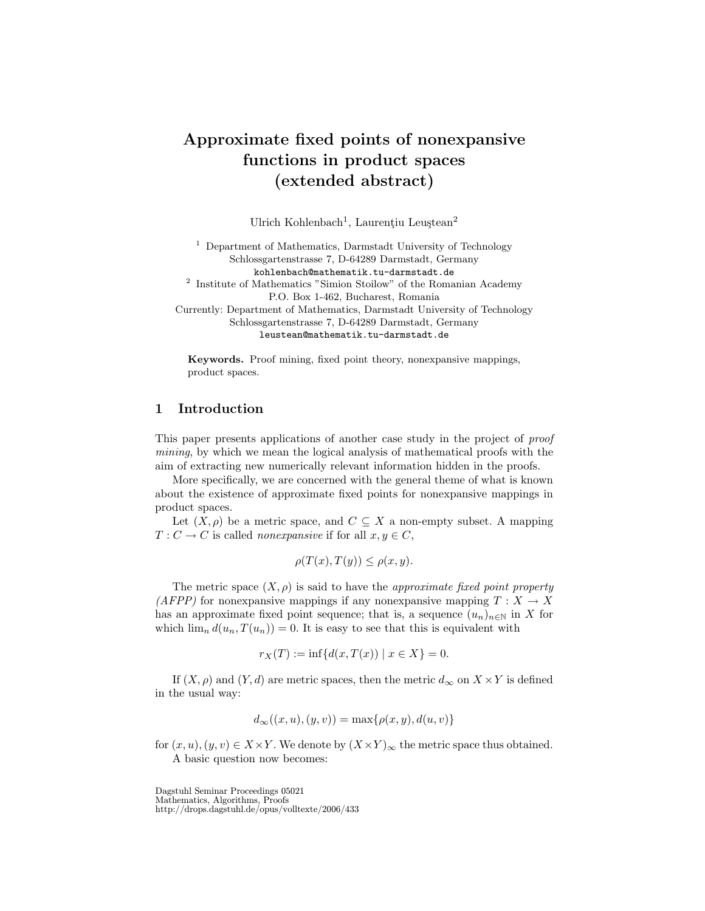# Approximate fixed points of nonexpansive functions in product spaces (extended abstract)

Ulrich Kohlenbach[1], Laurenţiu Leuştean[2]

[1] Department of Mathematics, Darmstadt University of Technology
Schlossgartenstrasse 7, D-64289 Darmstadt, Germany
kohlenbach@mathematik.tu-darmstadt.de

[2] Institute of Mathematics "Simion Stoilow" of the Romanian Academy
P.O. Box 1-462, Bucharest, Romania
Currently: Department of Mathematics, Darmstadt University of Technology
Schlossgartenstrasse 7, D-64289 Darmstadt, Germany
leustean@mathematik.tu-darmstadt.de

**Keywords.** Proof mining, fixed point theory, nonexpansive mappings, product spaces.

## 1 Introduction

This paper presents applications of another case study in the project of *proof mining*, by which we mean the logical analysis of mathematical proofs with the aim of extracting new numerically relevant information hidden in the proofs.

More specifically, we are concerned with the general theme of what is known about the existence of approximate fixed points for nonexpansive mappings in product spaces.

Let $(X, \rho)$ be a metric space, and $C \subseteq X$ a non-empty subset. A mapping $T : C \to C$ is called *nonexpansive* if for all $x, y \in C$,

$$\rho(T(x), T(y)) \leq \rho(x, y).$$

The metric space $(X, \rho)$ is said to have the *approximate fixed point property (AFPP)* for nonexpansive mappings if any nonexpansive mapping $T : X \to X$ has an approximate fixed point sequence; that is, a sequence $(u_n)_{n\in\mathbb{N}}$ in $X$ for which $\lim_n d(u_n, T(u_n)) = 0$. It is easy to see that this is equivalent with

$$r_X(T) := \inf\{d(x, T(x)) \mid x \in X\} = 0.$$

If $(X, \rho)$ and $(Y, d)$ are metric spaces, then the metric $d_\infty$ on $X \times Y$ is defined in the usual way:

$$d_\infty((x, u), (y, v)) = \max\{\rho(x, y), d(u, v)\}$$

for $(x, u), (y, v) \in X \times Y$. We denote by $(X \times Y)_\infty$ the metric space thus obtained.

A basic question now becomes: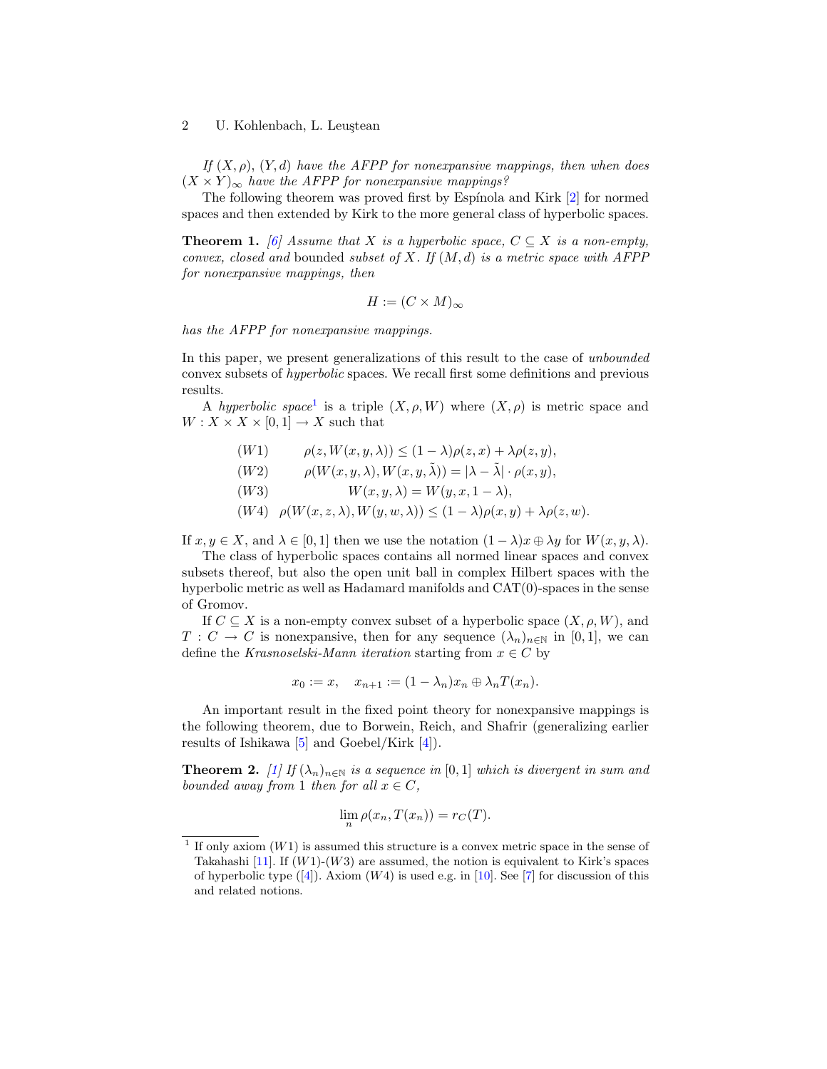*If $(X, \rho)$, $(Y, d)$ have the AFPP for nonexpansive mappings, then when does $(X \times Y)_\infty$ have the AFPP for nonexpansive mappings?*

The following theorem was proved first by Espínola and Kirk [2] for normed spaces and then extended by Kirk to the more general class of hyperbolic spaces.

**Theorem 1.** *[6] Assume that $X$ is a hyperbolic space, $C \subseteq X$ is a non-empty, convex, closed and* bounded *subset of $X$. If $(M, d)$ is a metric space with AFPP for nonexpansive mappings, then*

$$H := (C \times M)_\infty$$

*has the AFPP for nonexpansive mappings.*

In this paper, we present generalizations of this result to the case of *unbounded* convex subsets of *hyperbolic* spaces. We recall first some definitions and previous results.

A *hyperbolic space*[1] is a triple $(X, \rho, W)$ where $(X, \rho)$ is metric space and $W : X \times X \times [0, 1] \to X$ such that

$$
\begin{aligned}
&(W1) \qquad \rho(z, W(x, y, \lambda)) \leq (1 - \lambda)\rho(z, x) + \lambda\rho(z, y),\\
&(W2) \qquad \rho(W(x, y, \lambda), W(x, y, \tilde{\lambda})) = |\lambda - \tilde{\lambda}| \cdot \rho(x, y),\\
&(W3) \qquad W(x, y, \lambda) = W(y, x, 1 - \lambda),\\
&(W4) \quad \rho(W(x, z, \lambda), W(y, w, \lambda)) \leq (1 - \lambda)\rho(x, y) + \lambda\rho(z, w).
\end{aligned}
$$

If $x, y \in X$, and $\lambda \in [0, 1]$ then we use the notation $(1 - \lambda)x \oplus \lambda y$ for $W(x, y, \lambda)$.

The class of hyperbolic spaces contains all normed linear spaces and convex subsets thereof, but also the open unit ball in complex Hilbert spaces with the hyperbolic metric as well as Hadamard manifolds and CAT(0)-spaces in the sense of Gromov.

If $C \subseteq X$ is a non-empty convex subset of a hyperbolic space $(X, \rho, W)$, and $T : C \to C$ is nonexpansive, then for any sequence $(\lambda_n)_{n \in \mathbb{N}}$ in $[0, 1]$, we can define the *Krasnoselski-Mann iteration* starting from $x \in C$ by

$$x_0 := x, \quad x_{n+1} := (1 - \lambda_n)x_n \oplus \lambda_n T(x_n).$$

An important result in the fixed point theory for nonexpansive mappings is the following theorem, due to Borwein, Reich, and Shafrir (generalizing earlier results of Ishikawa [5] and Goebel/Kirk [4]).

**Theorem 2.** *[1] If $(\lambda_n)_{n \in \mathbb{N}}$ is a sequence in $[0, 1]$ which is divergent in sum and bounded away from 1 then for all $x \in C$,*

$$\lim_n \rho(x_n, T(x_n)) = r_C(T).$$

[1] If only axiom $(W1)$ is assumed this structure is a convex metric space in the sense of Takahashi [11]. If $(W1)$-$(W3)$ are assumed, the notion is equivalent to Kirk's spaces of hyperbolic type ([4]). Axiom $(W4)$ is used e.g. in [10]. See [7] for discussion of this and related notions.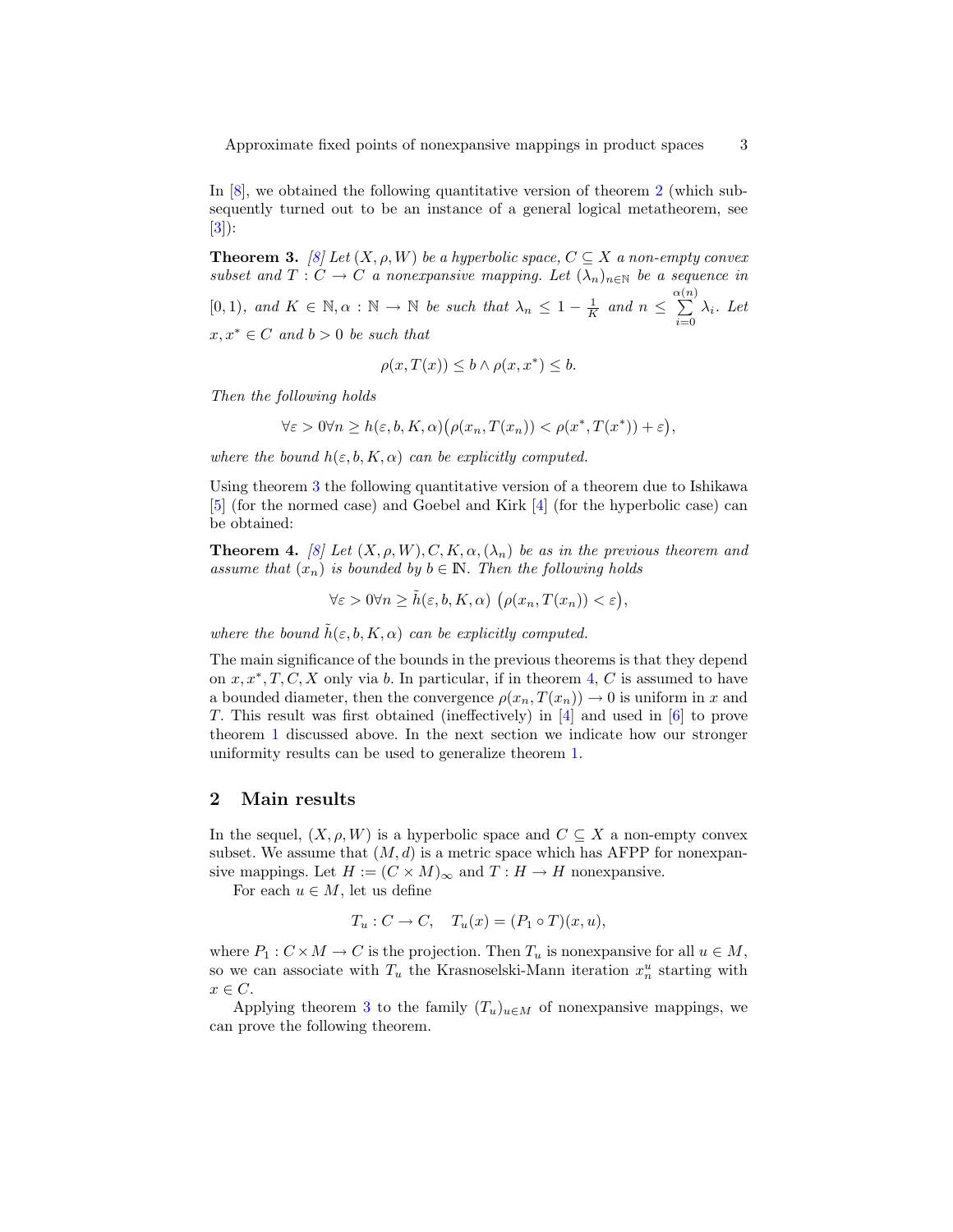In [8], we obtained the following quantitative version of theorem 2 (which subsequently turned out to be an instance of a general logical metatheorem, see [3]):

**Theorem 3.** *[8] Let $(X, \rho, W)$ be a hyperbolic space, $C \subseteq X$ a non-empty convex subset and $T : C \to C$ a nonexpansive mapping. Let $(\lambda_n)_{n\in\mathbb{N}}$ be a sequence in $[0, 1)$, and $K \in \mathbb{N}, \alpha : \mathbb{N} \to \mathbb{N}$ be such that $\lambda_n \leq 1 - \frac{1}{K}$ and $n \leq \sum_{i=0}^{\alpha(n)} \lambda_i$. Let $x, x^* \in C$ and $b > 0$ be such that*

$$\rho(x, T(x)) \leq b \wedge \rho(x, x^*) \leq b.$$

*Then the following holds*

$$\forall \varepsilon > 0 \forall n \geq h(\varepsilon, b, K, \alpha)\big(\rho(x_n, T(x_n)) < \rho(x^*, T(x^*)) + \varepsilon\big),$$

*where the bound $h(\varepsilon, b, K, \alpha)$ can be explicitly computed.*

Using theorem 3 the following quantitative version of a theorem due to Ishikawa [5] (for the normed case) and Goebel and Kirk [4] (for the hyperbolic case) can be obtained:

**Theorem 4.** *[8] Let $(X, \rho, W), C, K, \alpha, (\lambda_n)$ be as in the previous theorem and assume that $(x_n)$ is bounded by $b \in \mathbb{N}$. Then the following holds*

$$\forall \varepsilon > 0 \forall n \geq \tilde{h}(\varepsilon, b, K, \alpha) \ \big(\rho(x_n, T(x_n)) < \varepsilon\big),$$

*where the bound $\tilde{h}(\varepsilon, b, K, \alpha)$ can be explicitly computed.*

The main significance of the bounds in the previous theorems is that they depend on $x, x^*, T, C, X$ only via $b$. In particular, if in theorem 4, $C$ is assumed to have a bounded diameter, then the convergence $\rho(x_n, T(x_n)) \to 0$ is uniform in $x$ and $T$. This result was first obtained (ineffectively) in [4] and used in [6] to prove theorem 1 discussed above. In the next section we indicate how our stronger uniformity results can be used to generalize theorem 1.

## 2 Main results

In the sequel, $(X, \rho, W)$ is a hyperbolic space and $C \subseteq X$ a non-empty convex subset. We assume that $(M, d)$ is a metric space which has AFPP for nonexpansive mappings. Let $H := (C \times M)_\infty$ and $T : H \to H$ nonexpansive.

For each $u \in M$, let us define

$$T_u : C \to C, \quad T_u(x) = (P_1 \circ T)(x, u),$$

where $P_1 : C \times M \to C$ is the projection. Then $T_u$ is nonexpansive for all $u \in M$, so we can associate with $T_u$ the Krasnoselski-Mann iteration $x_n^u$ starting with $x \in C$.

Applying theorem 3 to the family $(T_u)_{u\in M}$ of nonexpansive mappings, we can prove the following theorem.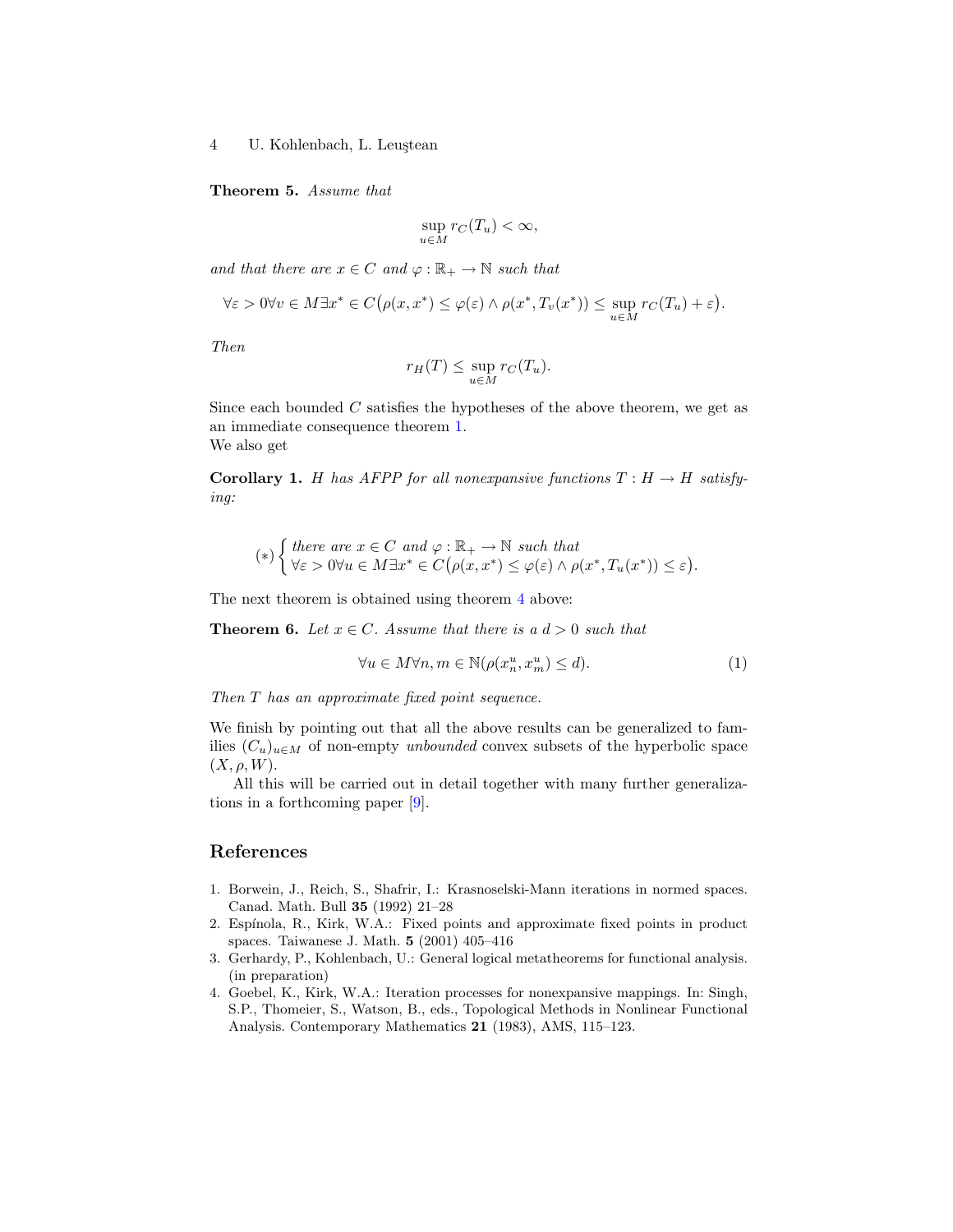**Theorem 5.** *Assume that*

$$\sup_{u\in M} r_C(T_u) < \infty,$$

*and that there are $x \in C$ and $\varphi : \mathbb{R}_+ \to \mathbb{N}$ such that*

$$\forall \varepsilon > 0 \forall v \in M \exists x^* \in C\big(\rho(x, x^*) \le \varphi(\varepsilon) \land \rho(x^*, T_v(x^*)) \le \sup_{u\in M} r_C(T_u) + \varepsilon\big).$$

*Then*

$$r_H(T) \le \sup_{u\in M} r_C(T_u).$$

Since each bounded $C$ satisfies the hypotheses of the above theorem, we get as an immediate consequence theorem 1.
We also get

**Corollary 1.** *$H$ has AFPP for all nonexpansive functions $T : H \to H$ satisfying:*

$$(*) \begin{cases} \text{there are } x \in C \text{ and } \varphi : \mathbb{R}_+ \to \mathbb{N} \text{ such that} \\ \forall \varepsilon > 0 \forall u \in M \exists x^* \in C\big(\rho(x, x^*) \le \varphi(\varepsilon) \land \rho(x^*, T_u(x^*)) \le \varepsilon\big). \end{cases}$$

The next theorem is obtained using theorem 4 above:

**Theorem 6.** *Let $x \in C$. Assume that there is a $d > 0$ such that*

$$\forall u \in M \forall n, m \in \mathbb{N}(\rho(x_n^u, x_m^u) \le d). \tag{1}$$

*Then $T$ has an approximate fixed point sequence.*

We finish by pointing out that all the above results can be generalized to families $(C_u)_{u\in M}$ of non-empty *unbounded* convex subsets of the hyperbolic space $(X, \rho, W)$.

All this will be carried out in detail together with many further generalizations in a forthcoming paper [9].

## References

1. Borwein, J., Reich, S., Shafrir, I.: Krasnoselski-Mann iterations in normed spaces. Canad. Math. Bull **35** (1992) 21–28
2. Espínola, R., Kirk, W.A.: Fixed points and approximate fixed points in product spaces. Taiwanese J. Math. **5** (2001) 405–416
3. Gerhardy, P., Kohlenbach, U.: General logical metatheorems for functional analysis. (in preparation)
4. Goebel, K., Kirk, W.A.: Iteration processes for nonexpansive mappings. In: Singh, S.P., Thomeier, S., Watson, B., eds., Topological Methods in Nonlinear Functional Analysis. Contemporary Mathematics **21** (1983), AMS, 115–123.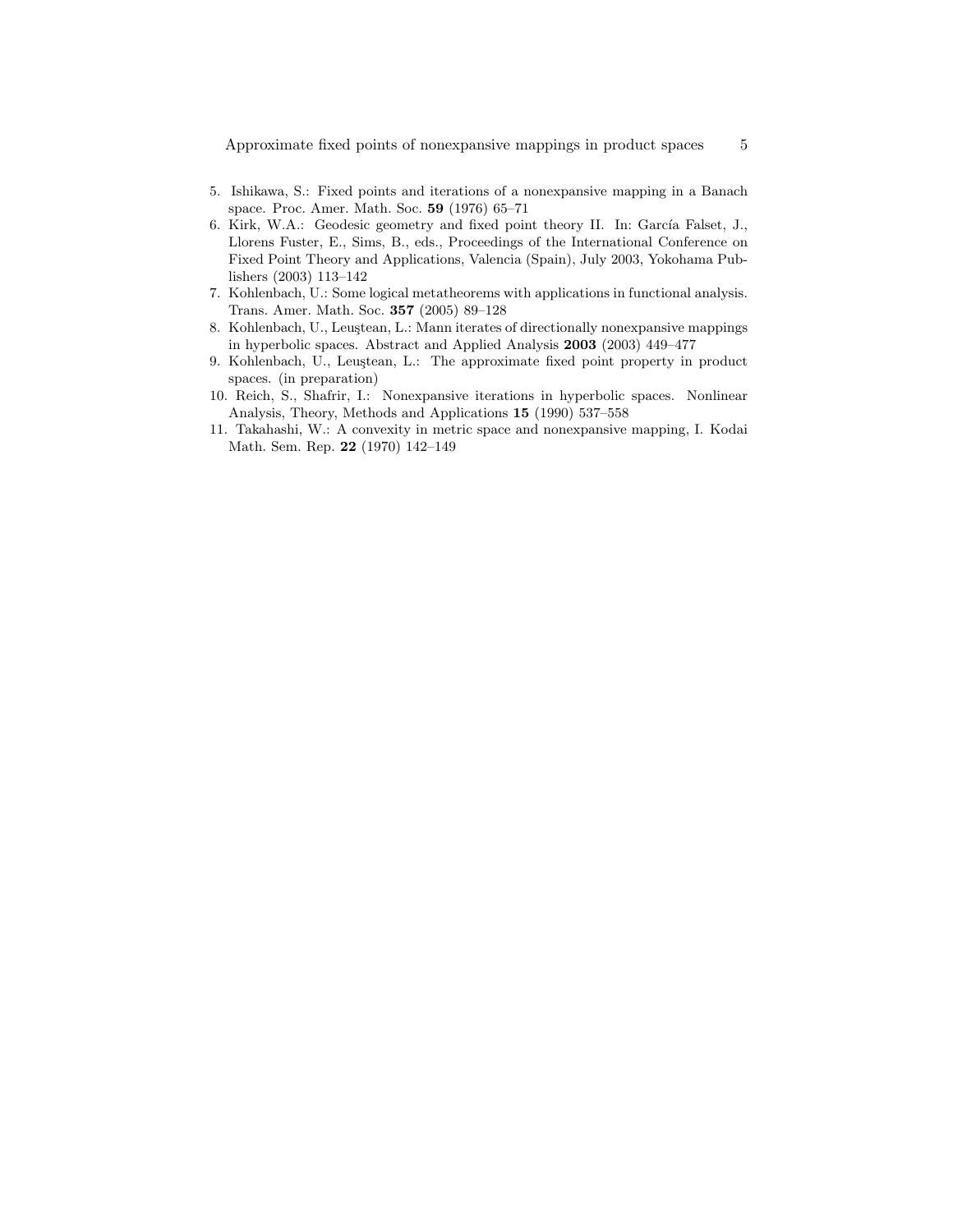5. Ishikawa, S.: Fixed points and iterations of a nonexpansive mapping in a Banach space. Proc. Amer. Math. Soc. **59** (1976) 65–71
6. Kirk, W.A.: Geodesic geometry and fixed point theory II. In: García Falset, J., Llorens Fuster, E., Sims, B., eds., Proceedings of the International Conference on Fixed Point Theory and Applications, Valencia (Spain), July 2003, Yokohama Publishers (2003) 113–142
7. Kohlenbach, U.: Some logical metatheorems with applications in functional analysis. Trans. Amer. Math. Soc. **357** (2005) 89–128
8. Kohlenbach, U., Leuştean, L.: Mann iterates of directionally nonexpansive mappings in hyperbolic spaces. Abstract and Applied Analysis **2003** (2003) 449–477
9. Kohlenbach, U., Leuştean, L.: The approximate fixed point property in product spaces. (in preparation)
10. Reich, S., Shafrir, I.: Nonexpansive iterations in hyperbolic spaces. Nonlinear Analysis, Theory, Methods and Applications **15** (1990) 537–558
11. Takahashi, W.: A convexity in metric space and nonexpansive mapping, I. Kodai Math. Sem. Rep. **22** (1970) 142–149